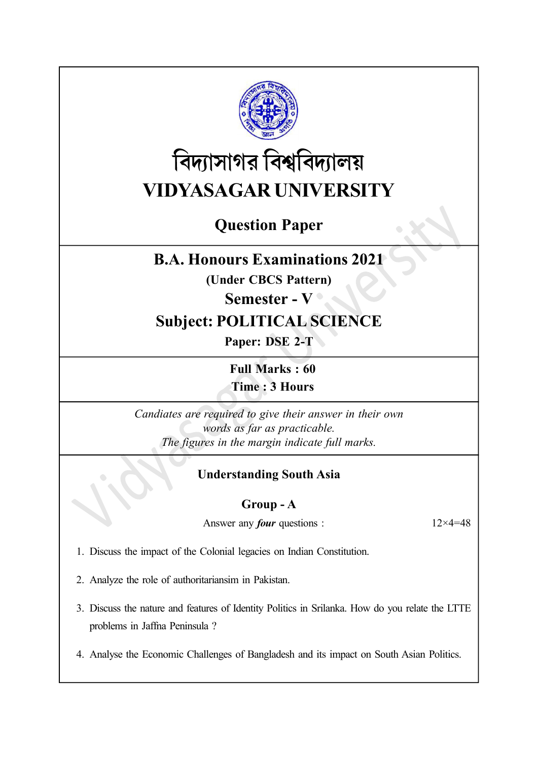# বিদ্যাসাগর বিশ্ববিদ্যালয়

# VIDYASAGAR UNIVERSITY

## Question Paper

## B.A. Honours Examinations 2021

**(Under CBCS Pattern)**

**Semester - V**

**Subject: POLITICAL SCIENCE**

**Paper: DSE 2-T**

**Full Marks : 60**

**Time : 3 Hours**

*Candiates are required to give their answer in their own words as far as practicable.*
*The figures in the margin indicate full marks.*

### Understanding South Asia

### Group - A

Answer any ***four*** questions : 12×4=48

1. Discuss the impact of the Colonial legacies on Indian Constitution.

2. Analyze the role of authoritariansim in Pakistan.

3. Discuss the nature and features of Identity Politics in Srilanka. How do you relate the LTTE problems in Jaffna Peninsula ?

4. Analyse the Economic Challenges of Bangladesh and its impact on South Asian Politics.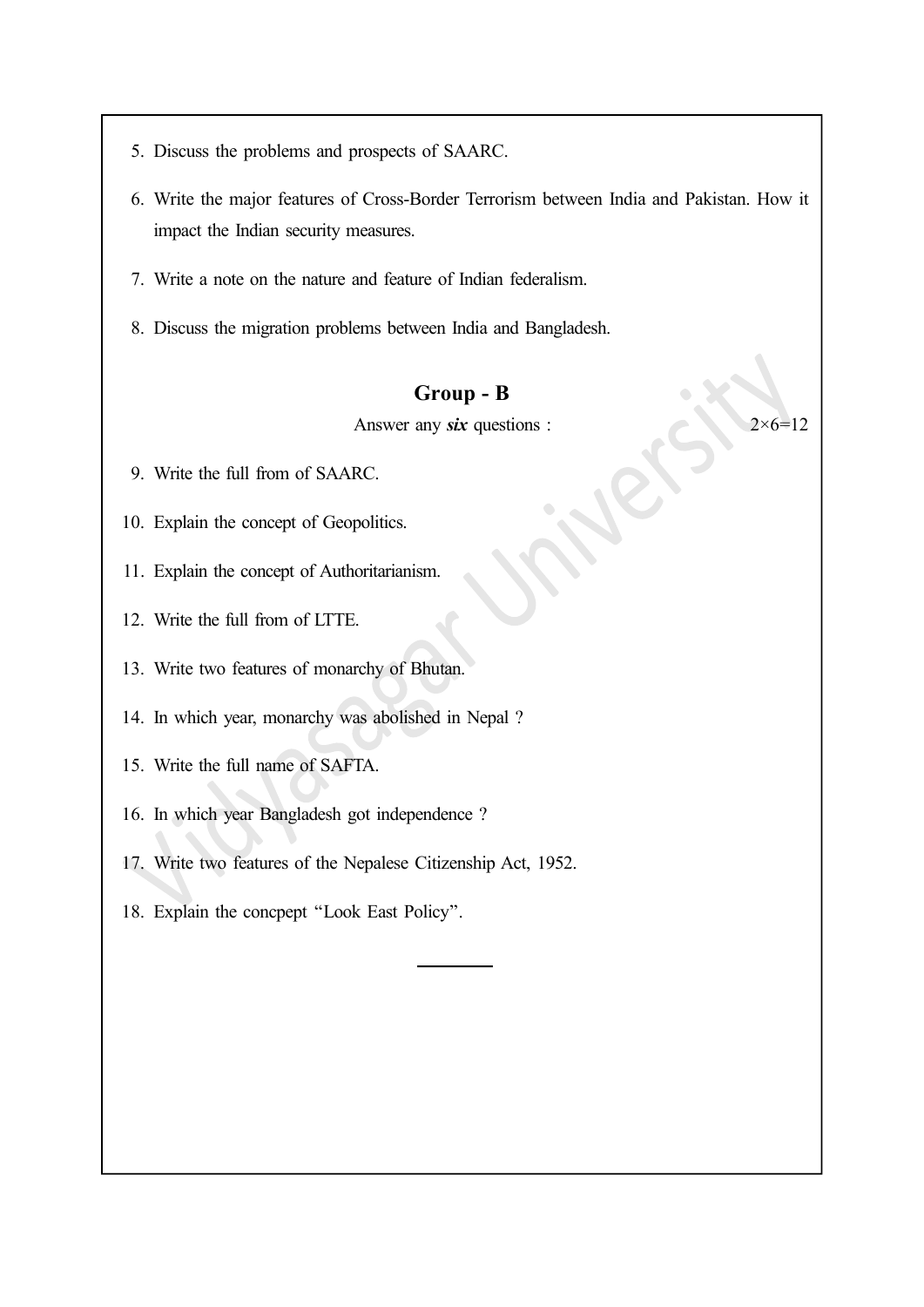5. Discuss the problems and prospects of SAARC.

6. Write the major features of Cross-Border Terrorism between India and Pakistan. How it impact the Indian security measures.

7. Write a note on the nature and feature of Indian federalism.

8. Discuss the migration problems between India and Bangladesh.

## Group - B

Answer any ***six*** questions : 2×6=12

9. Write the full from of SAARC.

10. Explain the concept of Geopolitics.

11. Explain the concept of Authoritarianism.

12. Write the full from of LTTE.

13. Write two features of monarchy of Bhutan.

14. In which year, monarchy was abolished in Nepal ?

15. Write the full name of SAFTA.

16. In which year Bangladesh got independence ?

17. Write two features of the Nepalese Citizenship Act, 1952.

18. Explain the concpept "Look East Policy".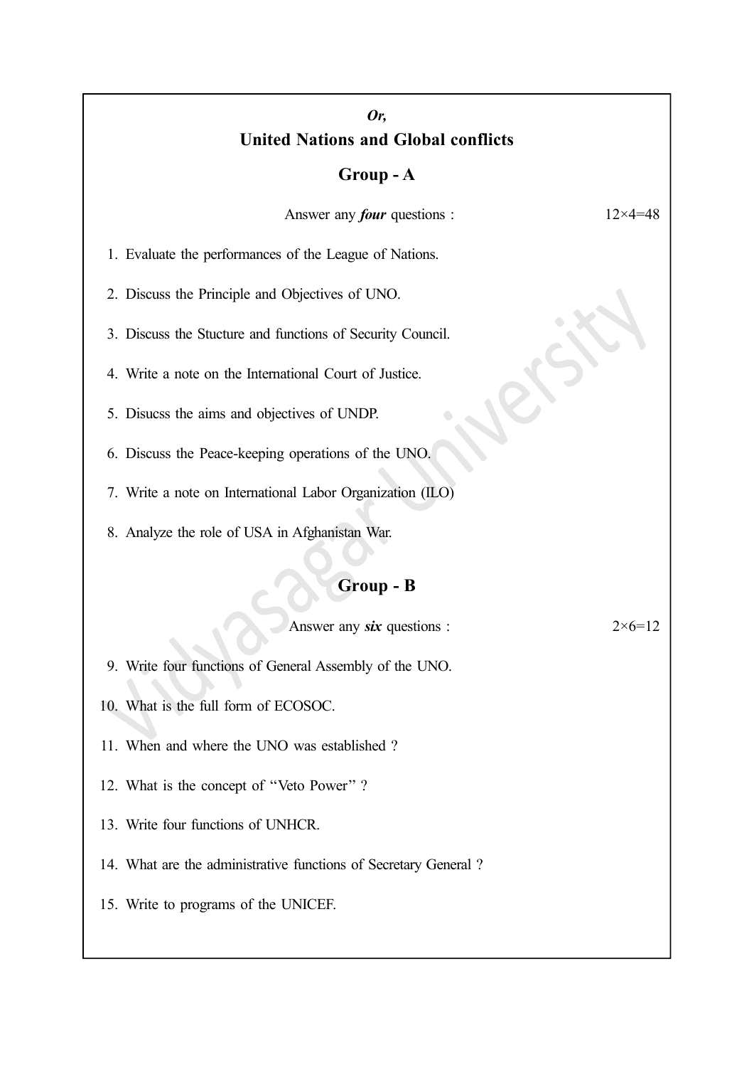*Or,*

## United Nations and Global conflicts

### Group - A

Answer any ***four*** questions : 12×4=48

1. Evaluate the performances of the League of Nations.
2. Discuss the Principle and Objectives of UNO.
3. Discuss the Stucture and functions of Security Council.
4. Write a note on the International Court of Justice.
5. Disucss the aims and objectives of UNDP.
6. Discuss the Peace-keeping operations of the UNO.
7. Write a note on International Labor Organization (ILO)
8. Analyze the role of USA in Afghanistan War.

### Group - B

Answer any ***six*** questions : 2×6=12

9. Write four functions of General Assembly of the UNO.
10. What is the full form of ECOSOC.
11. When and where the UNO was established ?
12. What is the concept of "Veto Power" ?
13. Write four functions of UNHCR.
14. What are the administrative functions of Secretary General ?
15. Write to programs of the UNICEF.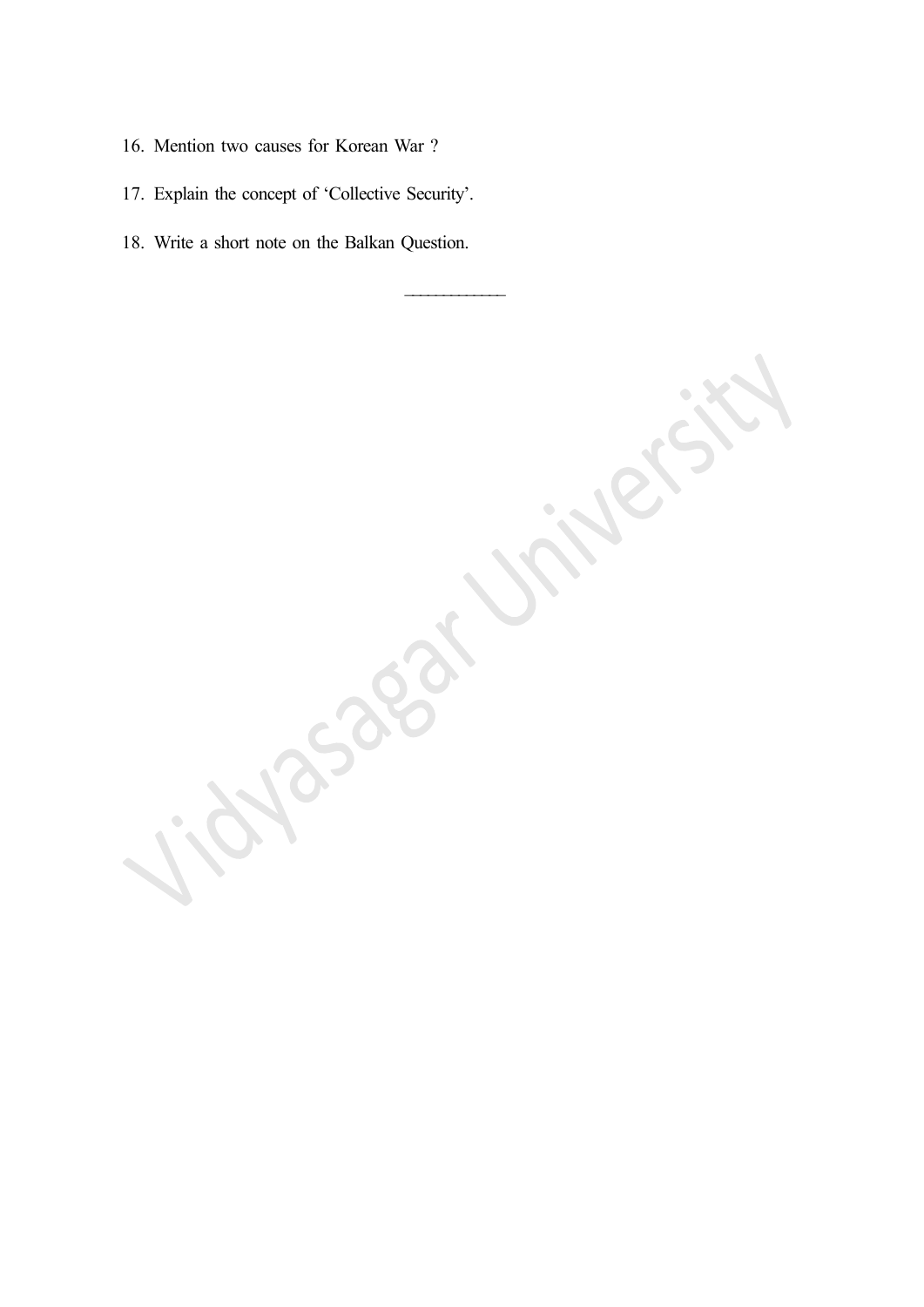16. Mention two causes for Korean War ?

17. Explain the concept of 'Collective Security'.

18. Write a short note on the Balkan Question.

———————